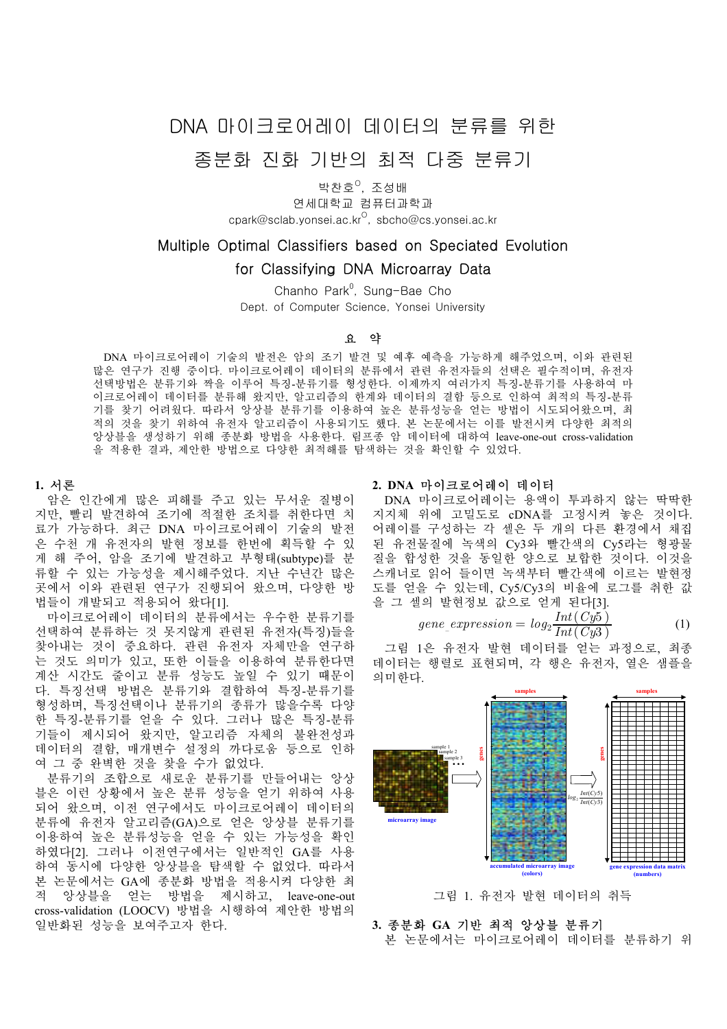# DNA 마이크로어레이 데이터의 분류를 위한 종분화 진화 기반의 최적 다중 분류기

박찬호[O], 조성배

연세대학교 컴퓨터과학과

cpark@sclab.yonsei.ac.kr[O], sbcho@cs.yonsei.ac.kr

# Multiple Optimal Classifiers based on Speciated Evolution for Classifying DNA Microarray Data

Chanho Park[0], Sung-Bae Cho

Dept. of Computer Science, Yonsei University

## 요 약

DNA 마이크로어레이 기술의 발전은 암의 조기 발견 및 예후 예측을 가능하게 해주었으며, 이와 관련된 많은 연구가 진행 중이다. 마이크로어레이 데이터의 분류에서 관련 유전자들의 선택은 필수적이며, 유전자 선택방법은 분류기와 짝을 이루어 특징-분류기를 형성한다. 이제까지 여러가지 특징-분류기를 사용하여 마이크로어레이 데이터를 분류해 왔지만, 알고리즘의 한계와 데이터의 결함 등으로 인하여 최적의 특징-분류기를 찾기 어려웠다. 따라서 앙상블 분류기를 이용하여 높은 분류성능을 얻는 방법이 시도되어왔으며, 최적의 것을 찾기 위하여 유전자 알고리즘이 사용되기도 했다. 본 논문에서는 이를 발전시켜 다양한 최적의 앙상블을 생성하기 위해 종분화 방법을 사용한다. 림프종 암 데이터에 대하여 leave-one-out cross-validation 을 적용한 결과, 제안한 방법으로 다양한 최적해를 탐색하는 것을 확인할 수 있었다.

## 1. 서론

암은 인간에게 많은 피해를 주고 있는 무서운 질병이지만, 빨리 발견하여 조기에 적절한 조치를 취한다면 치료가 가능하다. 최근 DNA 마이크로어레이 기술의 발전은 수천 개 유전자의 발현 정보를 한번에 획득할 수 있게 해 주어, 암을 조기에 발견하고 부형태(subtype)를 분류할 수 있는 가능성을 제시해주었다. 지난 수년간 많은 곳에서 이와 관련된 연구가 진행되어 왔으며, 다양한 방법들이 개발되고 적용되어 왔다[1].

마이크로어레이 데이터의 분류에서는 우수한 분류기를 선택하여 분류하는 것 못지않게 관련된 유전자(특징)들을 찾아내는 것이 중요하다. 관련 유전자 자체만을 연구하는 것도 의미가 있고, 또한 이들을 이용하여 분류한다면 계산 시간도 줄이고 분류 성능도 높일 수 있기 때문이다. 특징선택 방법은 분류기와 결합하여 특징-분류기를 형성하며, 특징선택이나 분류기의 종류가 많을수록 다양한 특징-분류기를 얻을 수 있다. 그러나 많은 특징-분류기들이 제시되어 왔지만, 알고리즘 자체의 불완전성과 데이터의 결함, 매개변수 설정의 까다로움 등으로 인하여 그 중 완벽한 것을 찾을 수가 없었다.

분류기의 조합으로 새로운 분류기를 만들어내는 앙상블은 이런 상황에서 높은 분류 성능을 얻기 위하여 사용되어 왔으며, 이전 연구에서도 마이크로어레이 데이터의 분류에 유전자 알고리즘(GA)으로 얻은 앙상블 분류기를 이용하여 높은 분류성능을 얻을 수 있는 가능성을 확인하였다[2]. 그러나 이전연구에서는 일반적인 GA를 사용하여 동시에 다양한 앙상블을 탐색할 수 없었다. 따라서 본 논문에서는 GA에 종분화 방법을 적용시켜 다양한 최적 앙상블을 얻는 방법을 제시하고, leave-one-out cross-validation (LOOCV) 방법을 시행하여 제안한 방법의 일반화된 성능을 보여주고자 한다.

## 2. DNA 마이크로어레이 데이터

DNA 마이크로어레이는 용액이 투과하지 않는 딱딱한 지지체 위에 고밀도로 cDNA를 고정시켜 놓은 것이다. 어레이를 구성하는 각 셀은 두 개의 다른 환경에서 채집된 유전물질에 녹색의 Cy3와 빨간색의 Cy5라는 형광물질을 합성한 것을 동일한 양으로 보합한 것이다. 이것을 스캐너로 읽어 들이면 녹색부터 빨간색에 이르는 발현정도를 얻을 수 있는데, Cy5/Cy3의 비율에 로그를 취한 값을 그 셀의 발현정보 값으로 얻게 된다[3].

$$gene\_expression = log_2 \frac{Int(Cy5)}{Int(Cy3)} \tag{1}$$

그림 1은 유전자 발현 데이터를 얻는 과정으로, 최종 데이터는 행렬로 표현되며, 각 행은 유전자, 열은 샘플을 의미한다.

그림 1. 유전자 발현 데이터의 취득

## 3. 종분화 GA 기반 최적 앙상블 분류기

본 논문에서는 마이크로어레이 데이터를 분류하기 위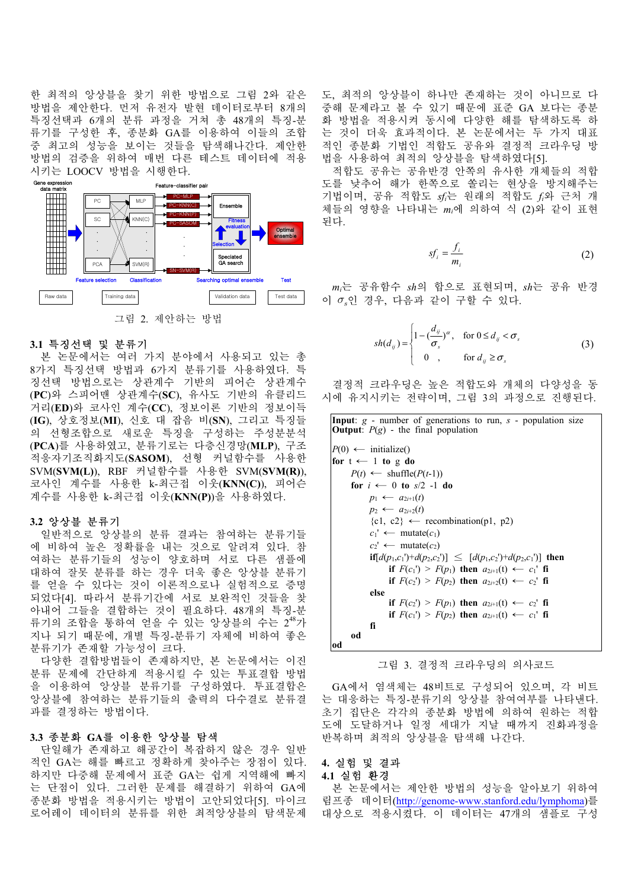한 최적의 앙상블을 찾기 위한 방법으로 그림 2와 같은 방법을 제안한다. 먼저 유전자 발현 데이터로부터 8개의 특징선택과 6개의 분류 과정을 거쳐 총 48개의 특징-분류기를 구성한 후, 종분화 GA를 이용하여 이들의 조합 중 최고의 성능을 보이는 것들을 탐색해나간다. 제안한 방법의 검증을 위하여 매번 다른 테스트 데이터에 적용시키는 LOOCV 방법을 시행한다.

그림 2. 제안하는 방법

### 3.1 특징선택 및 분류기

본 논문에서는 여러 가지 분야에서 사용되고 있는 총 8가지 특징선택 방법과 6가지 분류기를 사용하였다. 특징선택 방법으로는 상관계수 기반의 피어슨 상관계수 **(PC)**와 스피어맨 상관계수(**SC**), 유사도 기반의 유클리드 거리(**ED**)와 코사인 계수(**CC**), 정보이론 기반의 정보이득 **(IG)**, 상호정보(**MI**), 신호 대 잡음 비(**SN**), 그리고 특징들의 선형조합으로 새로운 특징을 구성하는 주성분분석 **(PCA)**를 사용하였고, 분류기로는 다층신경망(**MLP**), 구조적응자기조직화지도(**SASOM**), 선형 커널함수를 사용한 SVM(**SVM(L)**), RBF 커널함수를 사용한 SVM(**SVM(R)**), 코사인 계수를 사용한 k-최근접 이웃(**KNN(C)**), 피어슨 계수를 사용한 k-최근접 이웃(**KNN(P)**)을 사용하였다.

### 3.2 앙상블 분류기

일반적으로 앙상블의 분류 결과는 참여하는 분류기들에 비하여 높은 정확률을 내는 것으로 알려져 있다. 참여하는 분류기들의 성능이 양호하며 서로 다른 샘플에 대하여 잘못 분류를 하는 경우 더욱 좋은 앙상블 분류기를 얻을 수 있다는 것이 이론적으로나 실험적으로 증명되었다[4]. 따라서 분류기간에 서로 보완적인 것들을 찾아내어 그들을 결합하는 것이 필요하다. 48개의 특징-분류기의 조합을 통하여 얻을 수 있는 앙상블의 수는 $2^{48}$가 지나 되기 때문에, 개별 특징-분류기 자체에 비하여 좋은 분류기가 존재할 가능성이 크다.

다양한 결합방법들이 존재하지만, 본 논문에서는 이진 분류 문제에 간단하게 적용시킬 수 있는 투표결합 방법을 이용하여 앙상블 분류기를 구성하였다. 투표결합은 앙상블에 참여하는 분류기들의 출력의 다수결로 분류결과를 결정하는 방법이다.

### 3.3 종분화 GA를 이용한 앙상블 탐색

단일해가 존재하고 해공간이 복잡하지 않은 경우 일반적인 GA는 해를 빠르고 정확하게 찾아주는 장점이 있다. 하지만 다중해 문제에서 표준 GA는 쉽게 지역해에 빠지는 단점이 있다. 그러한 문제를 해결하기 위하여 GA에 종분화 방법을 적용시키는 방법이 고안되었다[5]. 마이크로어레이 데이터의 분류를 위한 최적앙상블의 탐색문제도, 최적의 앙상블이 하나만 존재하는 것이 아니므로 다중해 문제라고 볼 수 있기 때문에 표준 GA 보다는 종분화 방법을 적용시켜 동시에 다양한 해를 탐색하도록 하는 것이 더욱 효과적이다. 본 논문에서는 두 가지 대표적인 종분화 기법인 적합도 공유와 결정적 크라우딩 방법을 사용하여 최적의 앙상블을 탐색하였다[5].

적합도 공유는 공유반경 안쪽의 유사한 개체들의 적합도를 낮추어 해가 한쪽으로 쏠리는 현상을 방지해주는 기법이며, 공유 적합도 $sf_i$는 원래의 적합도 $f_i$와 근처 개체들의 영향을 나타내는 $m_i$에 의하여 식 (2)와 같이 표현된다.

$$sf_i = \frac{f_i}{m_i} \tag{2}$$

$m_i$는 공유함수 $sh$의 합으로 표현되며, $sh$는 공유 반경이 $\sigma_s$인 경우, 다음과 같이 구할 수 있다.

$$sh(d_{ij}) = \begin{cases} 1 - (\frac{d_{ij}}{\sigma_s})^{\alpha}, & \text{for } 0 \le d_{ij} < \sigma_s \\ 0 \quad , & \text{for } d_{ij} \ge \sigma_s \end{cases} \tag{3}$$

결정적 크라우딩은 높은 적합도와 개체의 다양성을 동시에 유지시키는 전략이며, 그림 3의 과정으로 진행된다.

```
Input: g - number of generations to run, s - population size
Output: P(g) - the final population

P(0) ← initialize()
for t ← 1 to g do
    P(t) ← shuffle(P(t-1))
    for i ← 0 to s/2 -1 do
        p1 ← a2i+1(t)
        p2 ← a2i+2(t)
        {c1, c2} ← recombination(p1, p2)
        c1' ← mutate(c1)
        c2' ← mutate(c2)
        if[d(p1,c1')+d(p2,c2')] ≤ [d(p1,c2')+d(p2,c1')] then
            if F(c1') > F(p1) then a2i+1(t) ← c1' fi
            if F(c2') > F(p2) then a2i+2(t) ← c2' fi
        else
            if F(c2') > F(p1) then a2i+1(t) ← c2' fi
            if F(c1') > F(p2) then a2i+1(t) ← c1' fi
        fi
    od
od
```

그림 3. 결정적 크라우딩의 의사코드

GA에서 염색체는 48비트로 구성되어 있으며, 각 비트는 대응하는 특징-분류기의 앙상블 참여여부를 나타낸다. 초기 집단은 각각의 종분화 방법에 의하여 원하는 적합도에 도달하거나 일정 세대가 지날 때까지 진화과정을 반복하며 최적의 앙상블을 탐색해 나간다.

## 4. 실험 및 결과

### 4.1 실험 환경

본 논문에서는 제안한 방법의 성능을 알아보기 위하여 림프종 데이터(http://genome-www.stanford.edu/lymphoma)를 대상으로 적용시켰다. 이 데이터는 47개의 샘플로 구성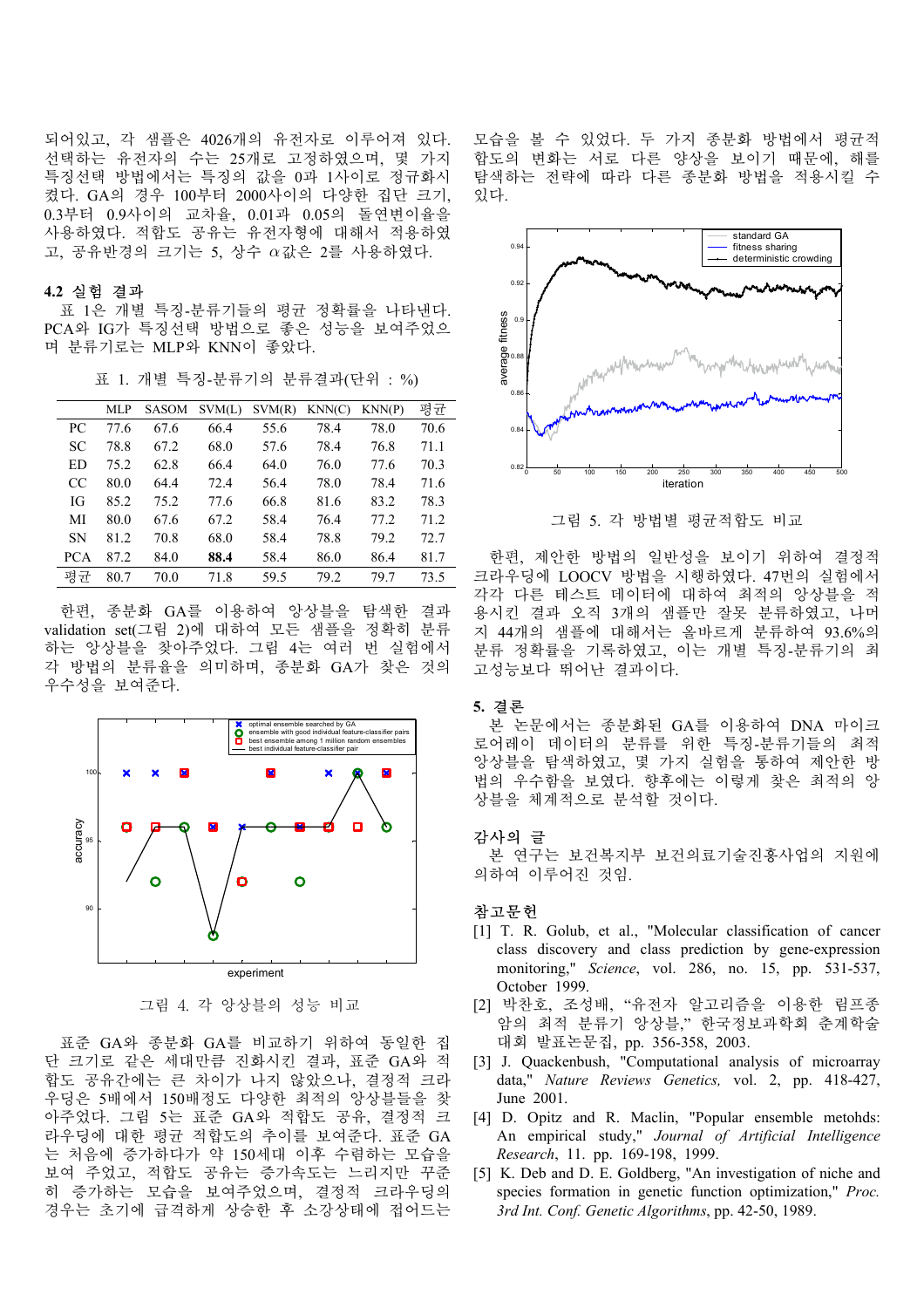되어있고, 각 샘플은 4026개의 유전자로 이루어져 있다. 선택하는 유전자의 수는 25개로 고정하였으며, 몇 가지 특징선택 방법에서는 특징의 값을 0과 1사이로 정규화시켰다. GA의 경우 100부터 2000사이의 다양한 집단 크기, 0.3부터 0.9사이의 교차율, 0.01과 0.05의 돌연변이율을 사용하였다. 적합도 공유는 유전자형에 대해서 적용하였고, 공유반경의 크기는 5, 상수 $\alpha$값은 2를 사용하였다.

### 4.2 실험 결과

표 1은 개별 특징-분류기들의 평균 정확률을 나타낸다. PCA와 IG가 특징선택 방법으로 좋은 성능을 보여주었으며 분류기로는 MLP와 KNN이 좋았다.

표 1. 개별 특징-분류기의 분류결과(단위 : %)

| | MLP | SASOM | SVM(L) | SVM(R) | KNN(C) | KNN(P) | 평균 |
|---|---|---|---|---|---|---|---|
| PC | 77.6 | 67.6 | 66.4 | 55.6 | 78.4 | 78.0 | 70.6 |
| SC | 78.8 | 67.2 | 68.0 | 57.6 | 78.4 | 76.8 | 71.1 |
| ED | 75.2 | 62.8 | 66.4 | 64.0 | 76.0 | 77.6 | 70.3 |
| CC | 80.0 | 64.4 | 72.4 | 56.4 | 78.0 | 78.4 | 71.6 |
| IG | 85.2 | 75.2 | 77.6 | 66.8 | 81.6 | 83.2 | 78.3 |
| MI | 80.0 | 67.6 | 67.2 | 58.4 | 76.4 | 77.2 | 71.2 |
| SN | 81.2 | 70.8 | 68.0 | 58.4 | 78.8 | 79.2 | 72.7 |
| PCA | 87.2 | 84.0 | **88.4** | 58.4 | 86.0 | 86.4 | 81.7 |
| 평균 | 80.7 | 70.0 | 71.8 | 59.5 | 79.2 | 79.7 | 73.5 |

한편, 종분화 GA를 이용하여 앙상블을 탐색한 결과 validation set(그림 2)에 대하여 모든 샘플을 정확히 분류하는 앙상블을 찾아주었다. 그림 4는 여러 번 실험에서 각 방법의 분류율을 의미하며, 종분화 GA가 찾은 것의 우수성을 보여준다.

optimal ensemble searched by GA
ensemble with good individual feature-classifier pairs
best ensemble among 1 million random ensembles
best individual feature-classifier pair
accuracy
100
95
90
experiment

그림 4. 각 앙상블의 성능 비교

표준 GA와 종분화 GA를 비교하기 위하여 동일한 집단 크기로 같은 세대만큼 진화시킨 결과, 표준 GA와 적합도 공유간에는 큰 차이가 나지 않았으나, 결정적 크라우딩은 5배에서 150배정도 다양한 최적의 앙상블들을 찾아주었다. 그림 5는 표준 GA와 적합도 공유, 결정적 크라우딩에 대한 평균 적합도의 추이를 보여준다. 표준 GA는 처음에 증가하다가 약 150세대 이후 수렴하는 모습을 보여 주었고, 적합도 공유는 증가속도는 느리지만 꾸준히 증가하는 모습을 보여주었으며, 결정적 크라우딩의 경우는 초기에 급격하게 상승한 후 소강상태에 접어드는 모습을 볼 수 있었다. 두 가지 종분화 방법에서 평균적합도의 변화는 서로 다른 양상을 보이기 때문에, 해를 탐색하는 전략에 따라 다른 종분화 방법을 적용시킬 수 있다.

standard GA
fitness sharing
deterministic crowding
average fitness
0.94
0.92
0.9
0.88
0.86
0.84
0.82
0 50 100 150 200 250 300 350 400 450 500
iteration

그림 5. 각 방법별 평균적합도 비교

한편, 제안한 방법의 일반성을 보이기 위하여 결정적 크라우딩에 LOOCV 방법을 시행하였다. 47번의 실험에서 각각 다른 테스트 데이터에 대하여 최적의 앙상블을 적용시킨 결과 오직 3개의 샘플만 잘못 분류하였고, 나머지 44개의 샘플에 대해서는 올바르게 분류하여 93.6%의 분류 정확률을 기록하였고, 이는 개별 특징-분류기의 최고성능보다 뛰어난 결과이다.

## 5. 결론

본 논문에서는 종분화된 GA를 이용하여 DNA 마이크로어레이 데이터의 분류를 위한 특징-분류기들의 최적 앙상블을 탐색하였고, 몇 가지 실험을 통하여 제안한 방법의 우수함을 보였다. 향후에는 이렇게 찾은 최적의 앙상블을 체계적으로 분석할 것이다.

## 감사의 글

본 연구는 보건복지부 보건의료기술진흥사업의 지원에 의하여 이루어진 것임.

## 참고문헌

[1] T. R. Golub, et al., "Molecular classification of cancer class discovery and class prediction by gene-expression monitoring," *Science*, vol. 286, no. 15, pp. 531-537, October 1999.

[2] 박찬호, 조성배, "유전자 알고리즘을 이용한 림프종 암의 최적 분류기 앙상블," 한국정보과학회 춘계학술대회 발표논문집, pp. 356-358, 2003.

[3] J. Quackenbush, "Computational analysis of microarray data," *Nature Reviews Genetics,* vol. 2, pp. 418-427, June 2001.

[4] D. Opitz and R. Maclin, "Popular ensemble metohds: An empirical study," *Journal of Artificial Intelligence Research*, 11. pp. 169-198, 1999.

[5] K. Deb and D. E. Goldberg, "An investigation of niche and species formation in genetic function optimization," *Proc. 3rd Int. Conf. Genetic Algorithms*, pp. 42-50, 1989.